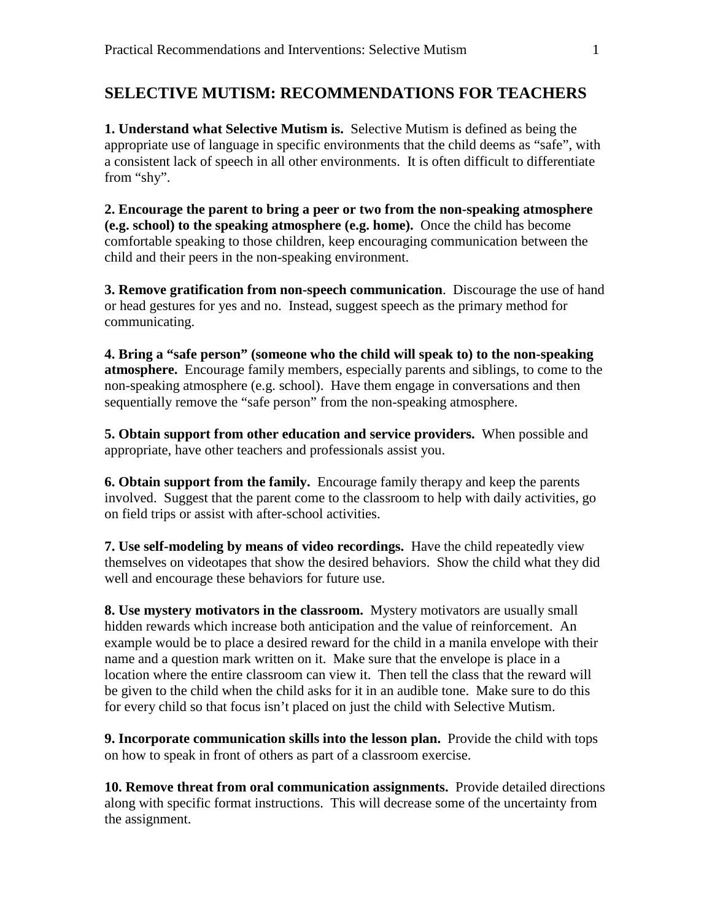## SELECTIVE MUTISM: RECOMMENDATIONS FOR TEACHERS

**1. Understand what Selective Mutism is.** Selective Mutism is defined as being the appropriate use of language in specific environments that the child deems as "safe", with a consistent lack of speech in all other environments. It is often difficult to differentiate from "shy".

**2. Encourage the parent to bring a peer or two from the non-speaking atmosphere (e.g. school) to the speaking atmosphere (e.g. home).** Once the child has become comfortable speaking to those children, keep encouraging communication between the child and their peers in the non-speaking environment.

**3. Remove gratification from non-speech communication**. Discourage the use of hand or head gestures for yes and no. Instead, suggest speech as the primary method for communicating.

**4. Bring a "safe person" (someone who the child will speak to) to the non-speaking atmosphere.** Encourage family members, especially parents and siblings, to come to the non-speaking atmosphere (e.g. school). Have them engage in conversations and then sequentially remove the "safe person" from the non-speaking atmosphere.

**5. Obtain support from other education and service providers.** When possible and appropriate, have other teachers and professionals assist you.

**6. Obtain support from the family.** Encourage family therapy and keep the parents involved. Suggest that the parent come to the classroom to help with daily activities, go on field trips or assist with after-school activities.

**7. Use self-modeling by means of video recordings.** Have the child repeatedly view themselves on videotapes that show the desired behaviors. Show the child what they did well and encourage these behaviors for future use.

**8. Use mystery motivators in the classroom.** Mystery motivators are usually small hidden rewards which increase both anticipation and the value of reinforcement. An example would be to place a desired reward for the child in a manila envelope with their name and a question mark written on it. Make sure that the envelope is place in a location where the entire classroom can view it. Then tell the class that the reward will be given to the child when the child asks for it in an audible tone. Make sure to do this for every child so that focus isn't placed on just the child with Selective Mutism.

**9. Incorporate communication skills into the lesson plan.** Provide the child with tops on how to speak in front of others as part of a classroom exercise.

**10. Remove threat from oral communication assignments.** Provide detailed directions along with specific format instructions. This will decrease some of the uncertainty from the assignment.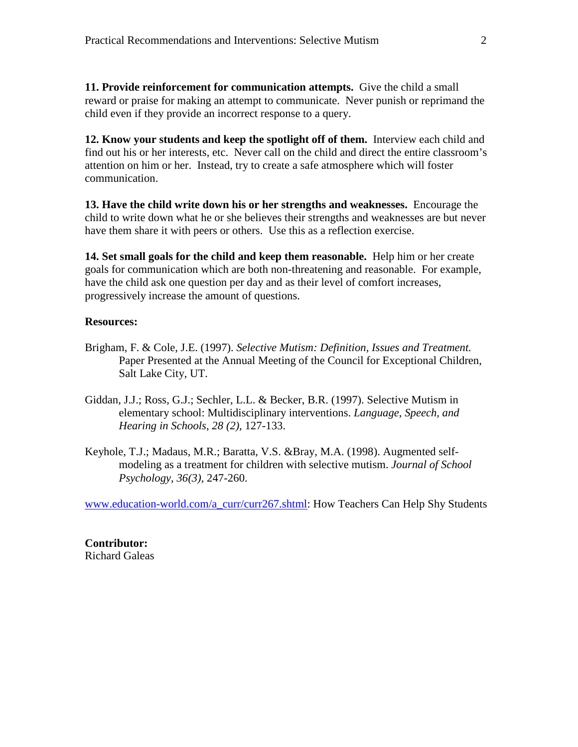**11. Provide reinforcement for communication attempts.** Give the child a small reward or praise for making an attempt to communicate. Never punish or reprimand the child even if they provide an incorrect response to a query.

**12. Know your students and keep the spotlight off of them.** Interview each child and find out his or her interests, etc. Never call on the child and direct the entire classroom's attention on him or her. Instead, try to create a safe atmosphere which will foster communication.

**13. Have the child write down his or her strengths and weaknesses.** Encourage the child to write down what he or she believes their strengths and weaknesses are but never have them share it with peers or others. Use this as a reflection exercise.

**14. Set small goals for the child and keep them reasonable.** Help him or her create goals for communication which are both non-threatening and reasonable. For example, have the child ask one question per day and as their level of comfort increases, progressively increase the amount of questions.

**Resources:**

Brigham, F. & Cole, J.E. (1997). *Selective Mutism: Definition, Issues and Treatment.* Paper Presented at the Annual Meeting of the Council for Exceptional Children, Salt Lake City, UT.

Giddan, J.J.; Ross, G.J.; Sechler, L.L. & Becker, B.R. (1997). Selective Mutism in elementary school: Multidisciplinary interventions. *Language, Speech, and Hearing in Schools*, *28 (2)*, 127-133.

Keyhole, T.J.; Madaus, M.R.; Baratta, V.S. &Bray, M.A. (1998). Augmented self-modeling as a treatment for children with selective mutism. *Journal of School Psychology*, *36(3)*, 247-260.

[www.education-world.com/a_curr/curr267.shtml](www.education-world.com/a_curr/curr267.shtml): How Teachers Can Help Shy Students

**Contributor:**
Richard Galeas